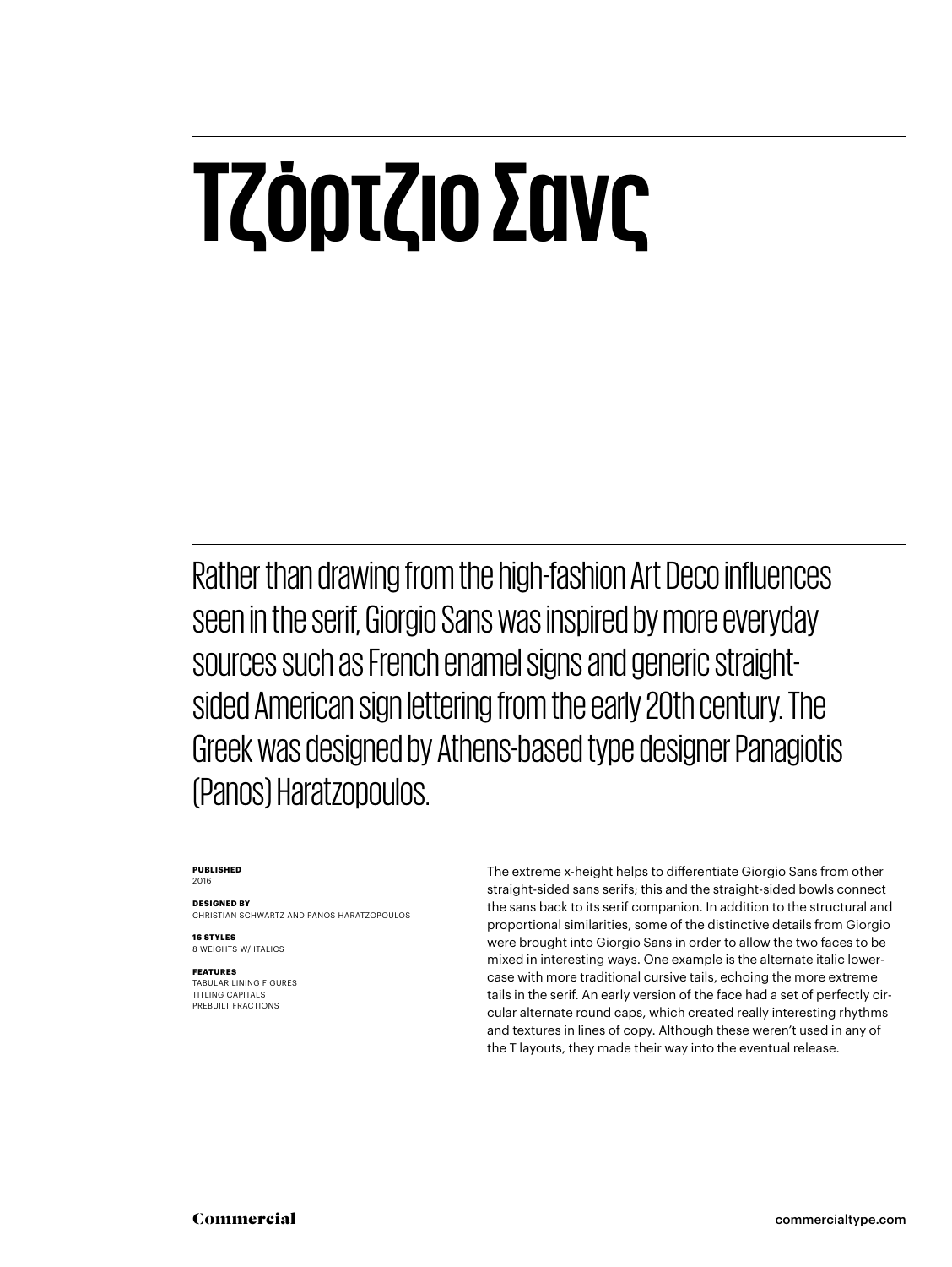# Τζόρτζιο Σανς

Rather than drawing from the high-fashion Art Deco influences seen in the serif, Giorgio Sans was inspired by more everyday sources such as French enamel signs and generic straight-sided American sign lettering from the early 20th century. The Greek was designed by Athens-based type designer Panagiotis (Panos) Haratzopoulos.

**PUBLISHED**
2016

**DESIGNED BY**
CHRISTIAN SCHWARTZ AND PANOS HARATZOPOULOS

**16 STYLES**
8 WEIGHTS W/ ITALICS

**FEATURES**
TABULAR LINING FIGURES
TITLING CAPITALS
PREBUILT FRACTIONS

The extreme x-height helps to differentiate Giorgio Sans from other straight-sided sans serifs; this and the straight-sided bowls connect the sans back to its serif companion. In addition to the structural and proportional similarities, some of the distinctive details from Giorgio were brought into Giorgio Sans in order to allow the two faces to be mixed in interesting ways. One example is the alternate italic lowercase with more traditional cursive tails, echoing the more extreme tails in the serif. An early version of the face had a set of perfectly circular alternate round caps, which created really interesting rhythms and textures in lines of copy. Although these weren't used in any of the T layouts, they made their way into the eventual release.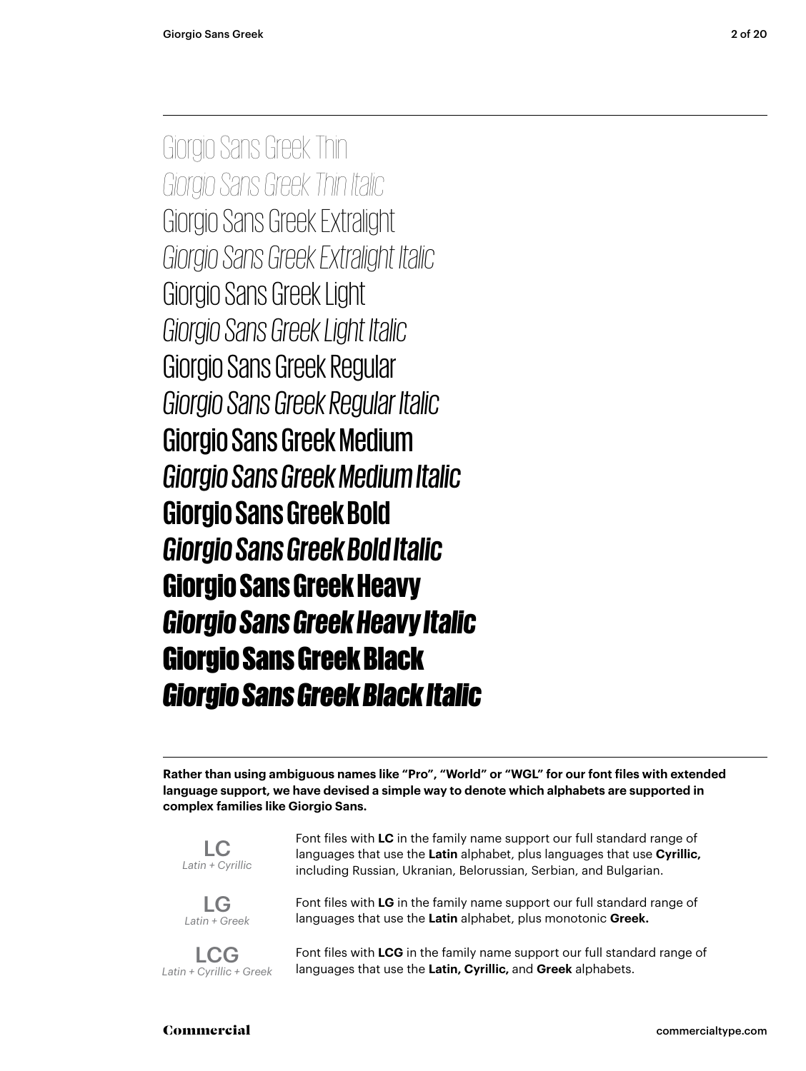Giorgio Sans Greek Thin

*Giorgio Sans Greek Thin Italic*

Giorgio Sans Greek Extralight

*Giorgio Sans Greek Extralight Italic*

Giorgio Sans Greek Light

*Giorgio Sans Greek Light Italic*

Giorgio Sans Greek Regular

*Giorgio Sans Greek Regular Italic*

Giorgio Sans Greek Medium

*Giorgio Sans Greek Medium Italic*

**Giorgio Sans Greek Bold**

***Giorgio Sans Greek Bold Italic***

**Giorgio Sans Greek Heavy**

***Giorgio Sans Greek Heavy Italic***

**Giorgio Sans Greek Black**

***Giorgio Sans Greek Black Italic***

---

**Rather than using ambiguous names like "Pro", "World" or "WGL" for our font files with extended language support, we have devised a simple way to denote which alphabets are supported in complex families like Giorgio Sans.**

LC
*Latin + Cyrillic*

Font files with **LC** in the family name support our full standard range of languages that use the **Latin** alphabet, plus languages that use **Cyrillic,** including Russian, Ukranian, Belorussian, Serbian, and Bulgarian.

LG
*Latin + Greek*

Font files with **LG** in the family name support our full standard range of languages that use the **Latin** alphabet, plus monotonic **Greek.**

LCG
*Latin + Cyrillic + Greek*

Font files with **LCG** in the family name support our full standard range of languages that use the **Latin, Cyrillic,** and **Greek** alphabets.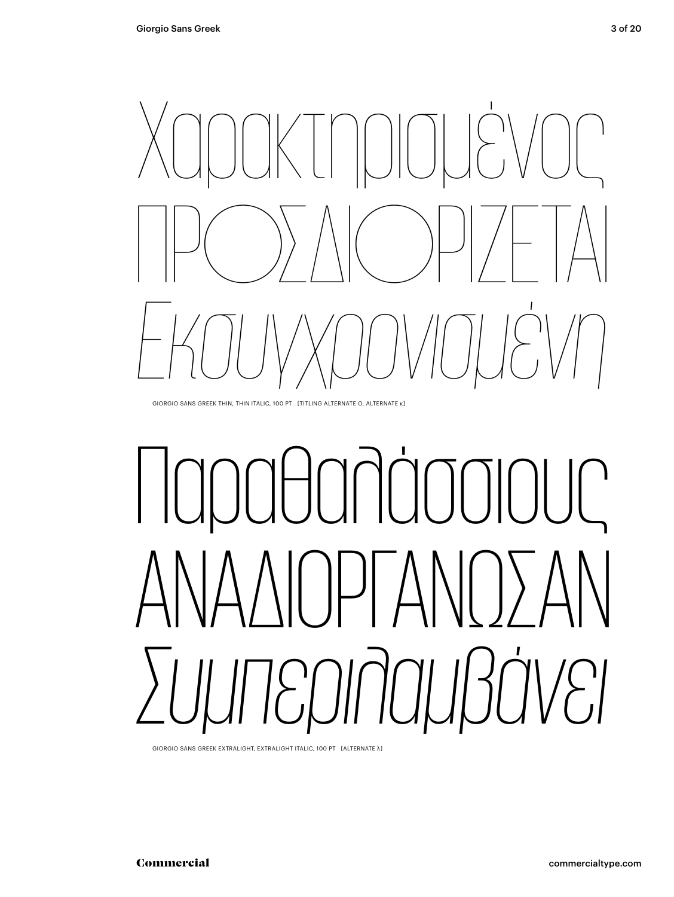Χαρακτηρισμένος

ΠΡΟΣΔΙΟΡΙΖΕΤΑΙ

*Εκσυγχρονισμένη*

GIORGIO SANS GREEK THIN, THIN ITALIC, 100 PT [TITLING ALTERNATE Ο, ALTERNATE κ]

Παραθαλάσσιους

ΑΝΑΔΙΟΡΓΑΝΩΣΑΝ

*Συμπεριλαμβάνει*

GIORGIO SANS GREEK EXTRALIGHT, EXTRALIGHT ITALIC, 100 PT [ALTERNATE λ]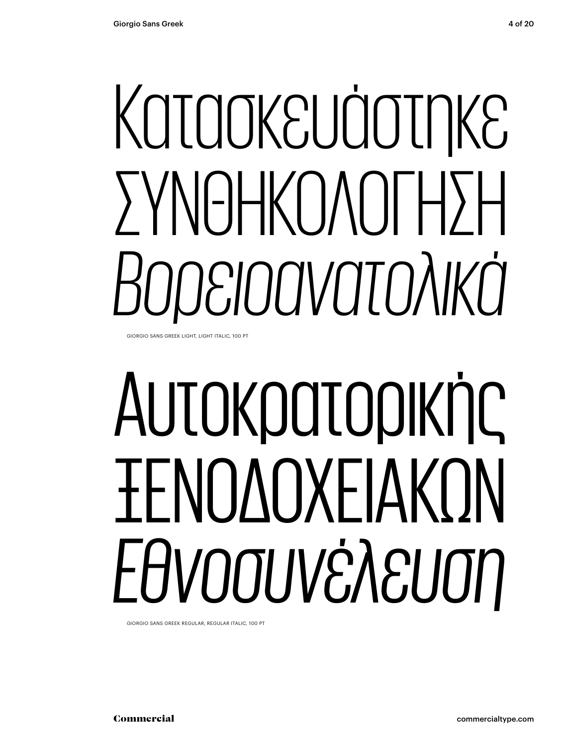Κατασκευάστηκε
ΣΥΝΘΗΚΟΛΟΓΗΣΗ
*Βορειοανατολικά*

GIORGIO SANS GREEK LIGHT, LIGHT ITALIC, 100 PT

Αυτοκρατορικής
ΞΕΝΟΔΟΧΕΙΑΚΩΝ
*Εθνοσυνέλευση*

GIORGIO SANS GREEK REGULAR, REGULAR ITALIC, 100 PT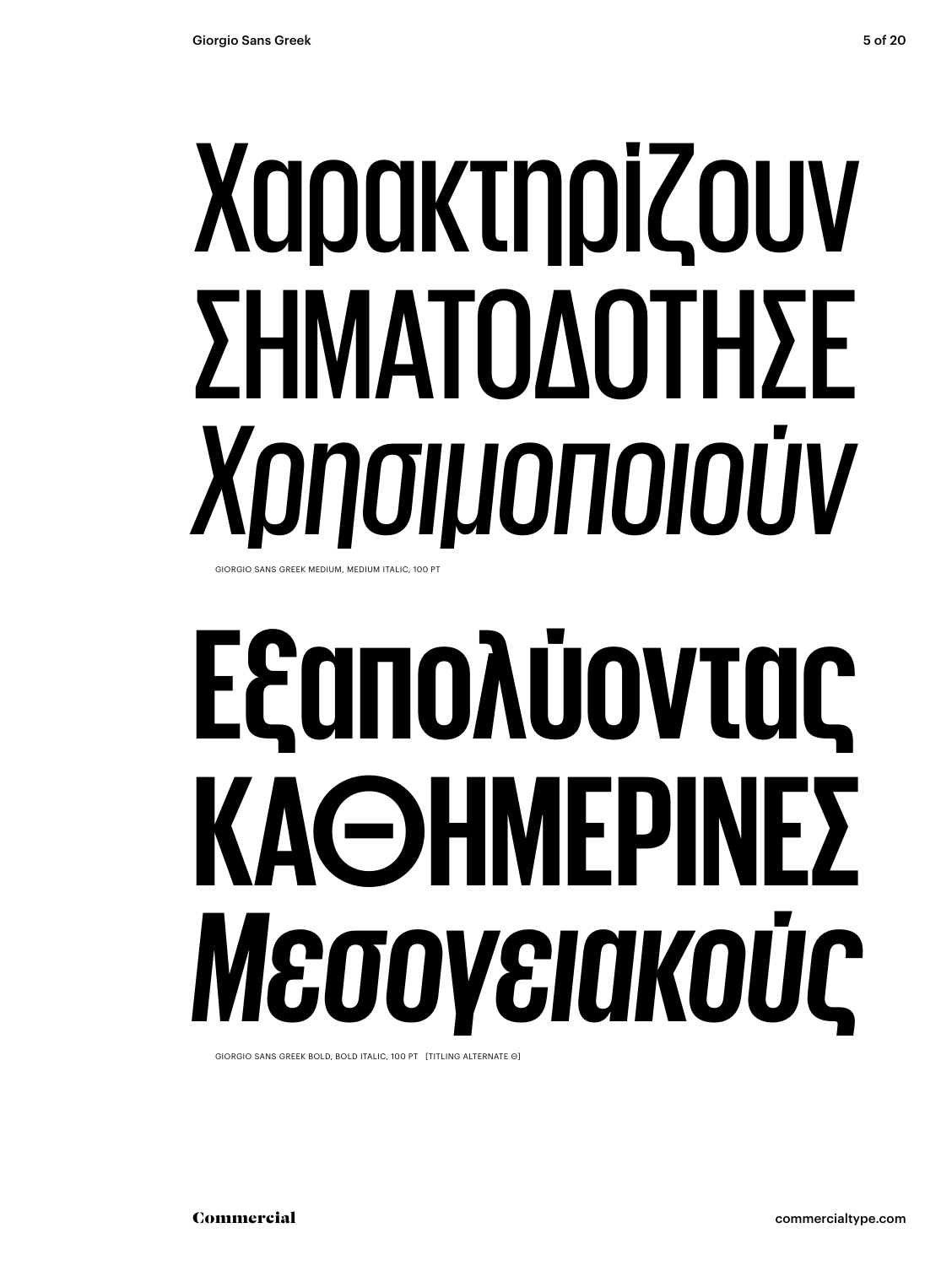Χαρακτηρίζουν
ΣΗΜΑΤΟΔΟΤΗΣΕ
*Χρησιμοποιούν*

GIORGIO SANS GREEK MEDIUM, MEDIUM ITALIC, 100 PT

**Εξαπολύοντας**
**ΚΑΘΗΜΕΡΙΝΕΣ**
***Μεσογειακούς***

GIORGIO SANS GREEK BOLD, BOLD ITALIC, 100 PT [TITLING ALTERNATE Θ]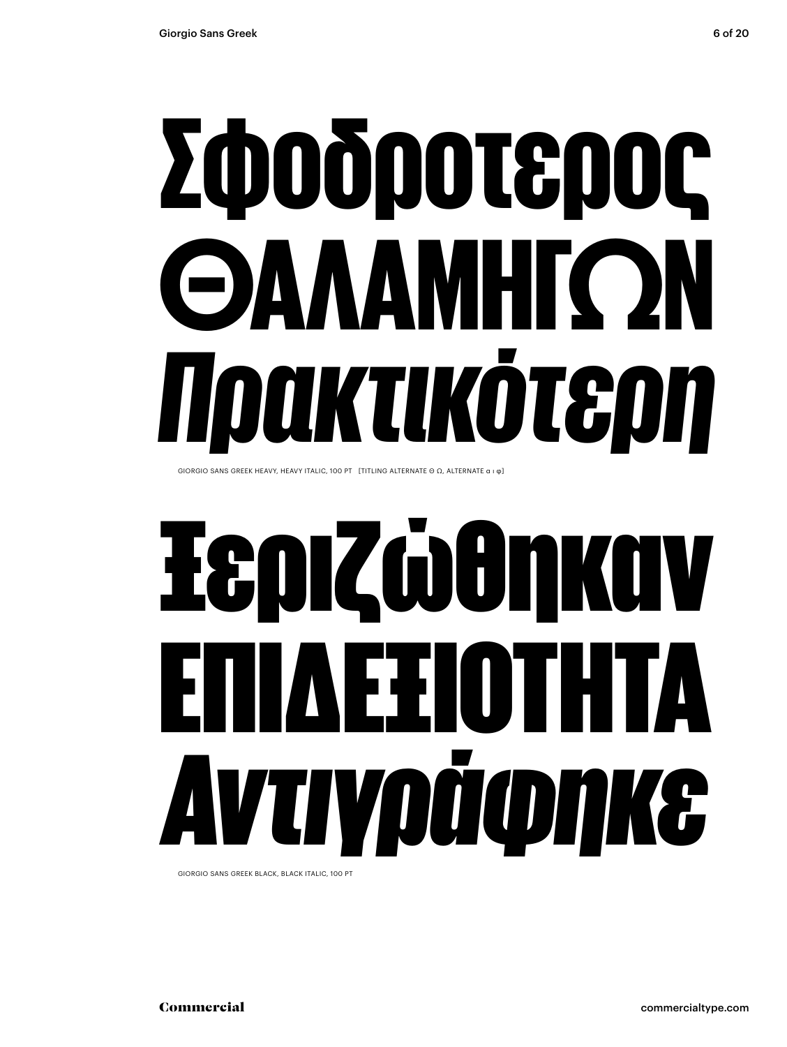Σφοδροτερος
ΘΑΛΑΜΗΓΩΝ
*Πρακτικότερη*

GIORGIO SANS GREEK HEAVY, HEAVY ITALIC, 100 PT [TITLING ALTERNATE Θ Ω, ALTERNATE α ι φ]

Ξεριζώθηκαν
ΕΠΙΔΕΞΙΟΤΗΤΑ
*Αντιγράφηκε*

GIORGIO SANS GREEK BLACK, BLACK ITALIC, 100 PT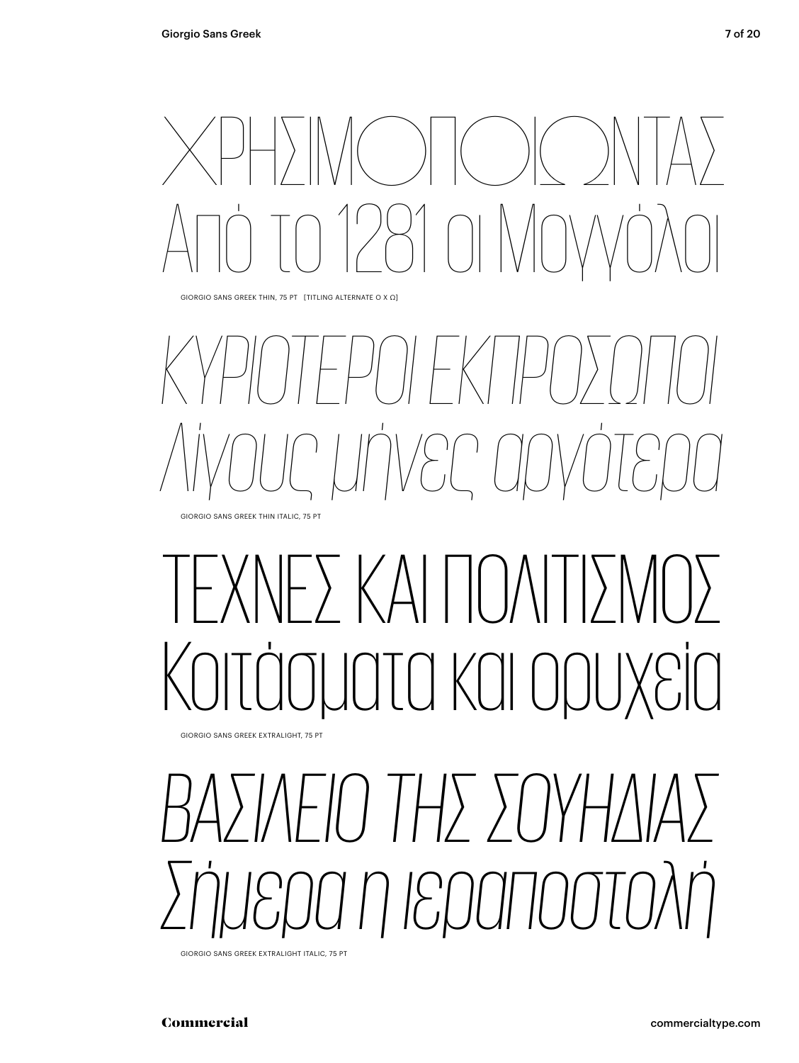ΧΡΗΣΙΜΟΠΟΙΩΝΤΑΣ
Από το 1281 οι Μογγόλοι

GIORGIO SANS GREEK THIN, 75 PT [TITLING ALTERNATE Ο Χ Ω]

*ΚΥΡΙΟΤΕΡΟΙ ΕΚΠΡΟΣΩΠΟΙ*
*Λίγους μήνες αργότερα*

GIORGIO SANS GREEK THIN ITALIC, 75 PT

ΤΕΧΝΕΣ ΚΑΙ ΠΟΛΙΤΙΣΜΟΣ
Κοιτάσματα και ορυχεία

GIORGIO SANS GREEK EXTRALIGHT, 75 PT

*ΒΑΣΙΛΕΙΟ ΤΗΣ ΣΟΥΗΔΙΑΣ*
*Σήμερα η ιεραποστολή*

GIORGIO SANS GREEK EXTRALIGHT ITALIC, 75 PT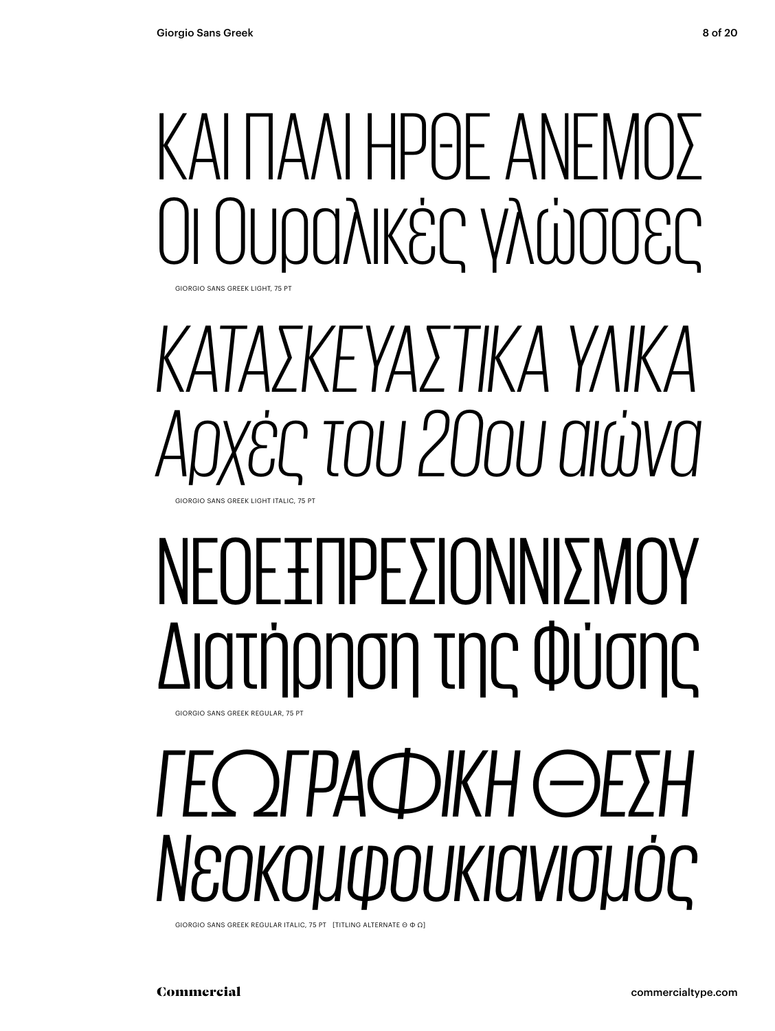ΚΑΙ ΠΑΛΙ ΗΡΘΕ ΑΝΕΜΟΣ
Οι Ουραλικές γλώσσες

GIORGIO SANS GREEK LIGHT, 75 PT

*ΚΑΤΑΣΚΕΥΑΣΤΙΚΑ ΥΛΙΚΑ*
*Αρχές του 20ου αιώνα*

GIORGIO SANS GREEK LIGHT ITALIC, 75 PT

ΝΕΟΕΞΠΡΕΣΙΟΝΝΙΣΜΟΥ
Διατήρηση της Φύσης

GIORGIO SANS GREEK REGULAR, 75 PT

*ΓΕΩΓΡΑΦΙΚΗ ΘΕΣΗ*
*Νεοκομφουκιανισμός*

GIORGIO SANS GREEK REGULAR ITALIC, 75 PT [TITLING ALTERNATE Θ Φ Ω]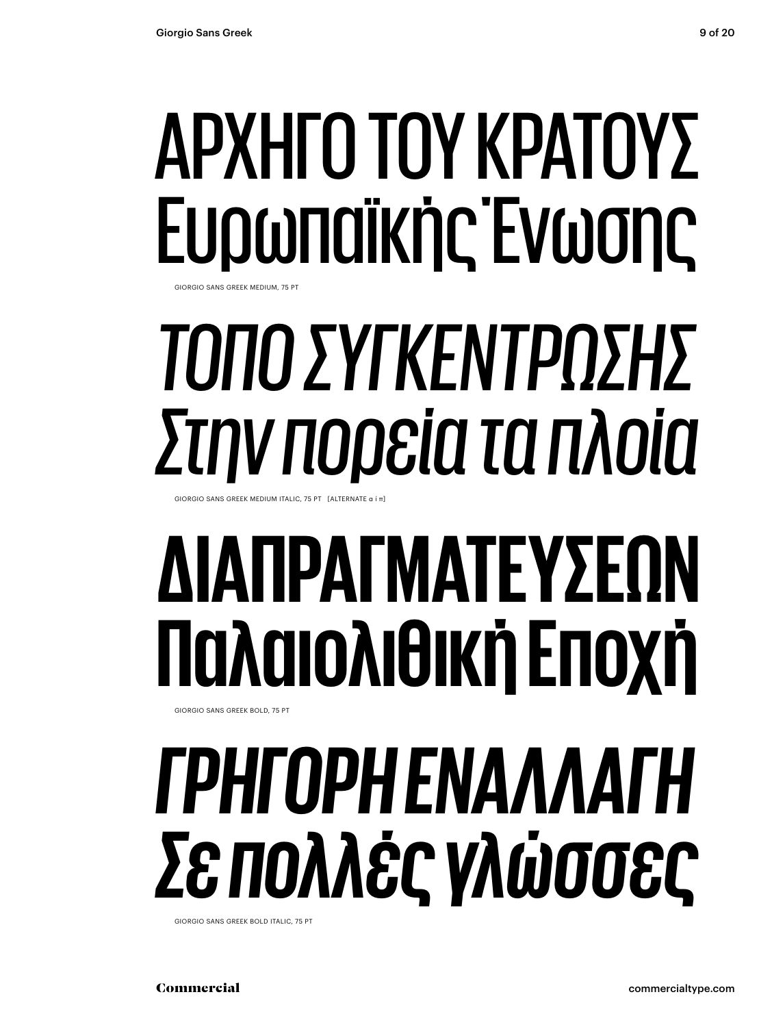ΑΡΧΗΓΟ ΤΟΥ ΚΡΑΤΟΥΣ
Ευρωπαϊκής Ένωσης

GIORGIO SANS GREEK MEDIUM, 75 PT

*ΤΟΠΟ ΣΥΓΚΕΝΤΡΩΣΗΣ*
*Στην πορεία τα πλοία*

GIORGIO SANS GREEK MEDIUM ITALIC, 75 PT [ALTERNATE α ί π]

**ΔΙΑΠΡΑΓΜΑΤΕΥΣΕΩΝ**
**Παλαιολιθική Εποχή**

GIORGIO SANS GREEK BOLD, 75 PT

***ΓΡΗΓΟΡΗ ΕΝΑΛΛΑΓΗ***
***Σε πολλές γλώσσες***

GIORGIO SANS GREEK BOLD ITALIC, 75 PT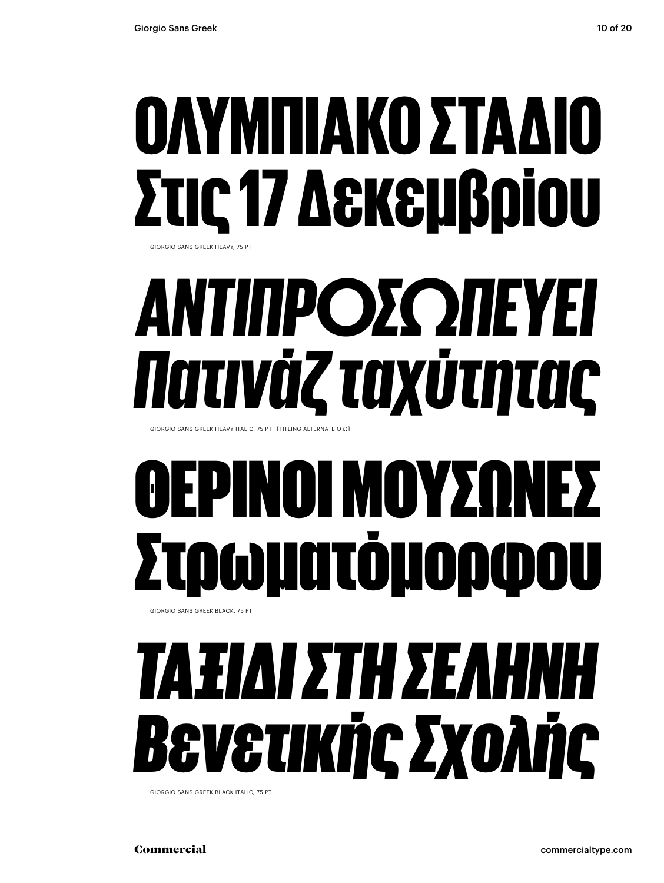# ΟΛΥΜΠΙΑΚΟ ΣΤΑΔΙΟ Στις 17 Δεκεμβρίου

GIORGIO SANS GREEK HEAVY, 75 PT

# *ΑΝΤΙΠΡΟΣΩΠΕΥΕΙ Πατινάζ ταχύτητας*

GIORGIO SANS GREEK HEAVY ITALIC, 75 PT [TITLING ALTERNATE Ο Ω]

# ΘΕΡΙΝΟΙ ΜΟΥΣΩΝΕΣ Στρωματόμορφου

GIORGIO SANS GREEK BLACK, 75 PT

# *ΤΑΞΙΔΙ ΣΤΗ ΣΕΛΗΝΗ Βενετικής Σχολής*

GIORGIO SANS GREEK BLACK ITALIC, 75 PT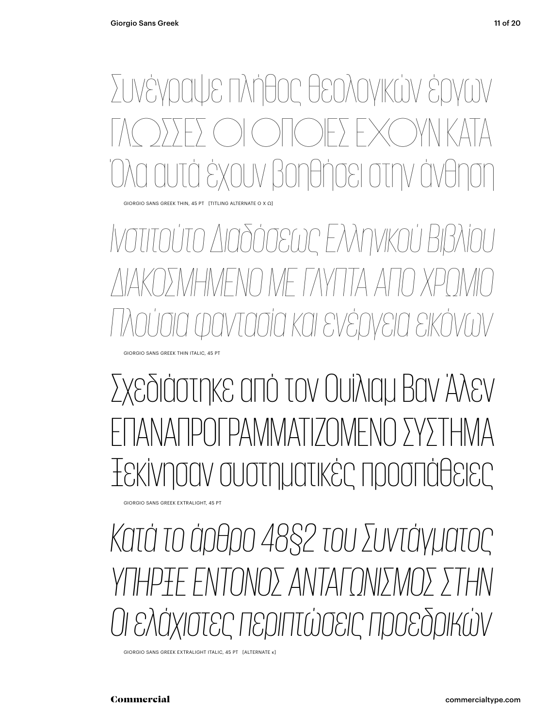Συνέγραψε πλήθος θεολογικών έργων
ΓΛΩΣΣΕΣ ΟΙ ΟΠΟΙΕΣ ΕΧΟΥΝ ΚΑΤΑ
Όλα αυτά έχουν βοηθήσει στην άνθηση

GIORGIO SANS GREEK THIN, 45 PT [TITLING ALTERNATE Ο Χ Ω]

*Ινστιτούτο Διαδόσεως Ελληνικού Βιβλίου*
*ΔΙΑΚΟΣΜΗΜΕΝΟ ΜΕ ΓΛΥΠΤΑ ΑΠΟ ΧΡΩΜΙΟ*
*Πλούσια φαντασία και ενέργεια εικόνων*

GIORGIO SANS GREEK THIN ITALIC, 45 PT

Σχεδιάστηκε από τον Ουίλιαμ Βαν Άλεν
ΕΠΑΝΑΠΡΟΓΡΑΜΜΑΤΙΖΟΜΕΝΟ ΣΥΣΤΗΜΑ
Ξεκίνησαν συστηματικές προσπάθειες

GIORGIO SANS GREEK EXTRALIGHT, 45 PT

*Κατά το άρθρο 48§2 του Συντάγματος*
*ΥΠΗΡΞΕ ΕΝΤΟΝΟΣ ΑΝΤΑΓΩΝΙΣΜΟΣ ΣΤΗΝ*
*Οι ελάχιστες περιπτώσεις προεδρικών*

GIORGIO SANS GREEK EXTRALIGHT ITALIC, 45 PT [ALTERNATE κ]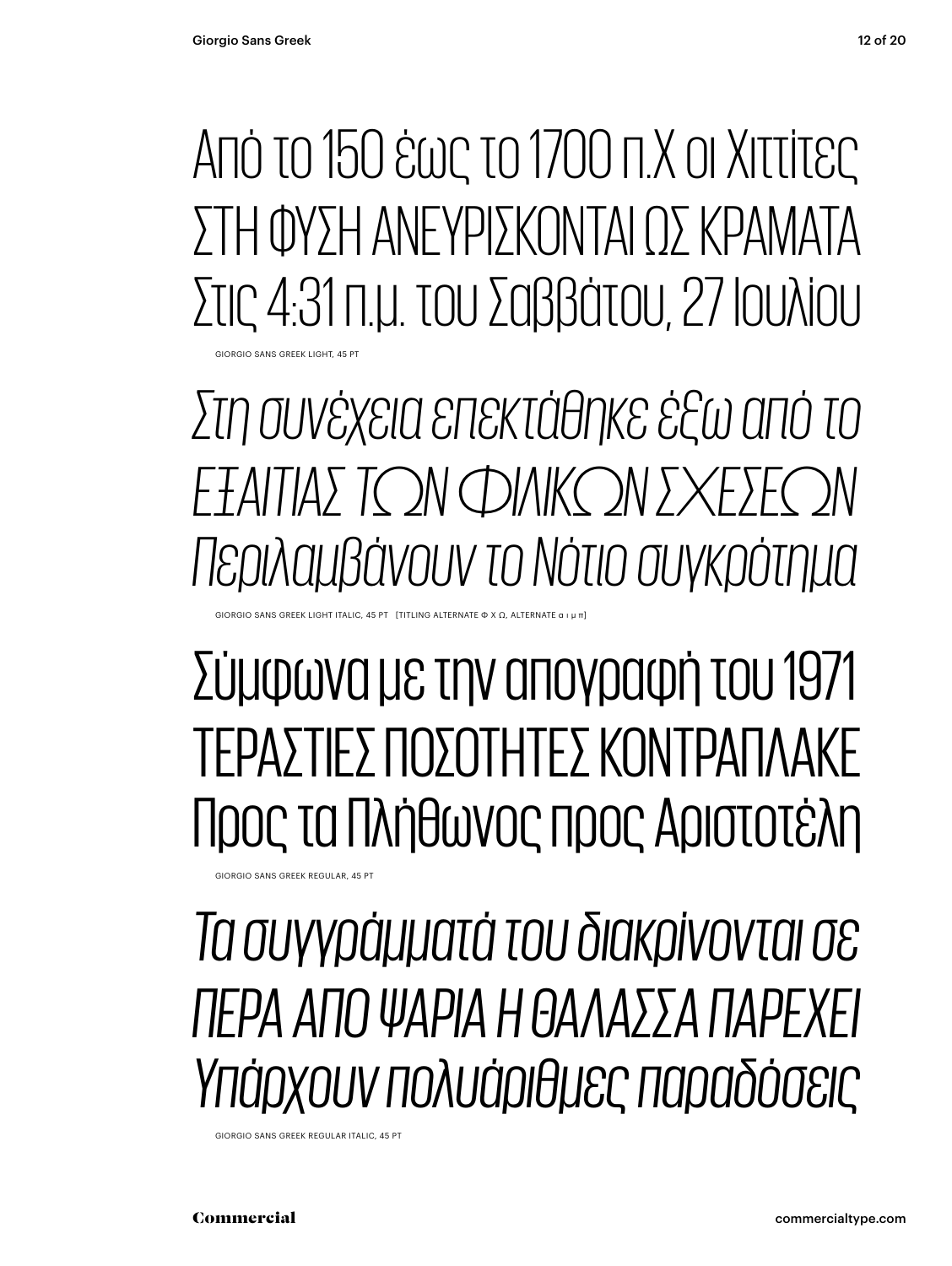Από το 150 έως το 1700 π.Χ οι Χιττίτες
ΣΤΗ ΦΥΣΗ ΑΝΕΥΡΙΣΚΟΝΤΑΙ ΩΣ ΚΡΑΜΑΤΑ
Στις 4:31 π.μ. του Σαββάτου, 27 Ιουλίου

GIORGIO SANS GREEK LIGHT, 45 PT

*Στη συνέχεια επεκτάθηκε έξω από το*
*ΕΞΑΙΤΙΑΣ ΤΩΝ ΦΙΛΙΚΩΝ ΣΧΕΣΕΩΝ*
*Περιλαμβάνουν το Νότιο συγκρότημα*

GIORGIO SANS GREEK LIGHT ITALIC, 45 PT [TITLING ALTERNATE Φ Χ Ω, ALTERNATE α ι μ π]

Σύμφωνα με την απογραφή του 1971
ΤΕΡΑΣΤΙΕΣ ΠΟΣΟΤΗΤΕΣ ΚΟΝΤΡΑΠΛΑΚΕ
Προς τα Πλήθωνος προς Αριστοτέλη

GIORGIO SANS GREEK REGULAR, 45 PT

*Τα συγγράμματά του διακρίνονται σε*
*ΠΕΡΑ ΑΠΟ ΨΑΡΙΑ Η ΘΑΛΑΣΣΑ ΠΑΡΕΧΕΙ*
*Υπάρχουν πολυάριθμες παραδόσεις*

GIORGIO SANS GREEK REGULAR ITALIC, 45 PT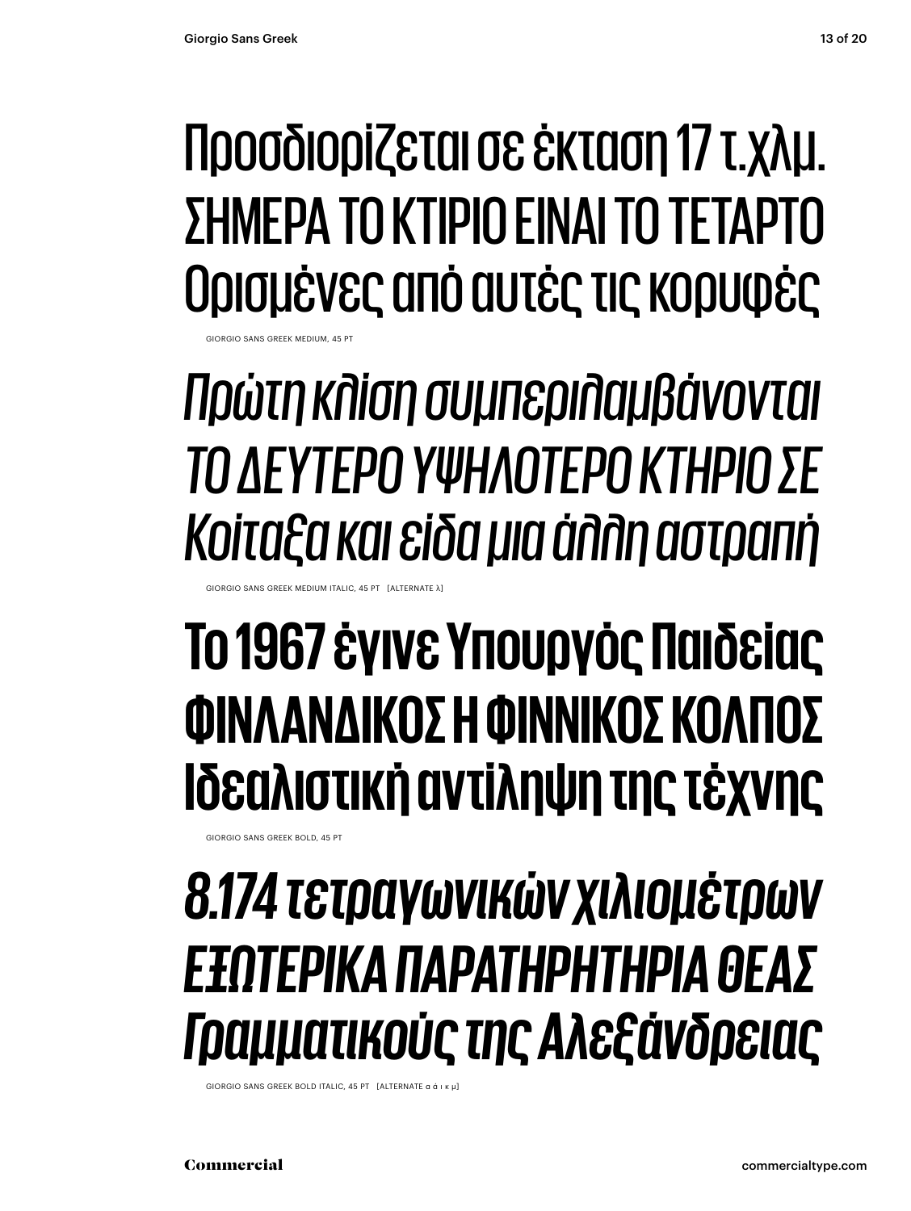Προσδιορίζεται σε έκταση 17 τ.χλμ.
ΣΗΜΕΡΑ ΤΟ ΚΤΙΡΙΟ ΕΙΝΑΙ ΤΟ ΤΕΤΑΡΤΟ
Ορισμένες από αυτές τις κορυφές

GIORGIO SANS GREEK MEDIUM, 45 PT

*Πρώτη κλίση συμπεριλαμβάνονται*
*ΤΟ ΔΕΥΤΕΡΟ ΥΨΗΛΟΤΕΡΟ ΚΤΗΡΙΟ ΣΕ*
*Κοίταξα και είδα μια άλλη αστραπή*

GIORGIO SANS GREEK MEDIUM ITALIC, 45 PT [ALTERNATE λ]

**Το 1967 έγινε Υπουργός Παιδείας**
**ΦΙΝΛΑΝΔΙΚΟΣ Η ΦΙΝΝΙΚΟΣ ΚΟΛΠΟΣ**
**Ιδεαλιστική αντίληψη της τέχνης**

GIORGIO SANS GREEK BOLD, 45 PT

***8.174 τετραγωνικών χιλιομέτρων***
***ΕΞΩΤΕΡΙΚΑ ΠΑΡΑΤΗΡΗΤΗΡΙΑ ΘΕΑΣ***
***Γραμματικούς της Αλεξάνδρειας***

GIORGIO SANS GREEK BOLD ITALIC, 45 PT [ALTERNATE α ά ι κ μ]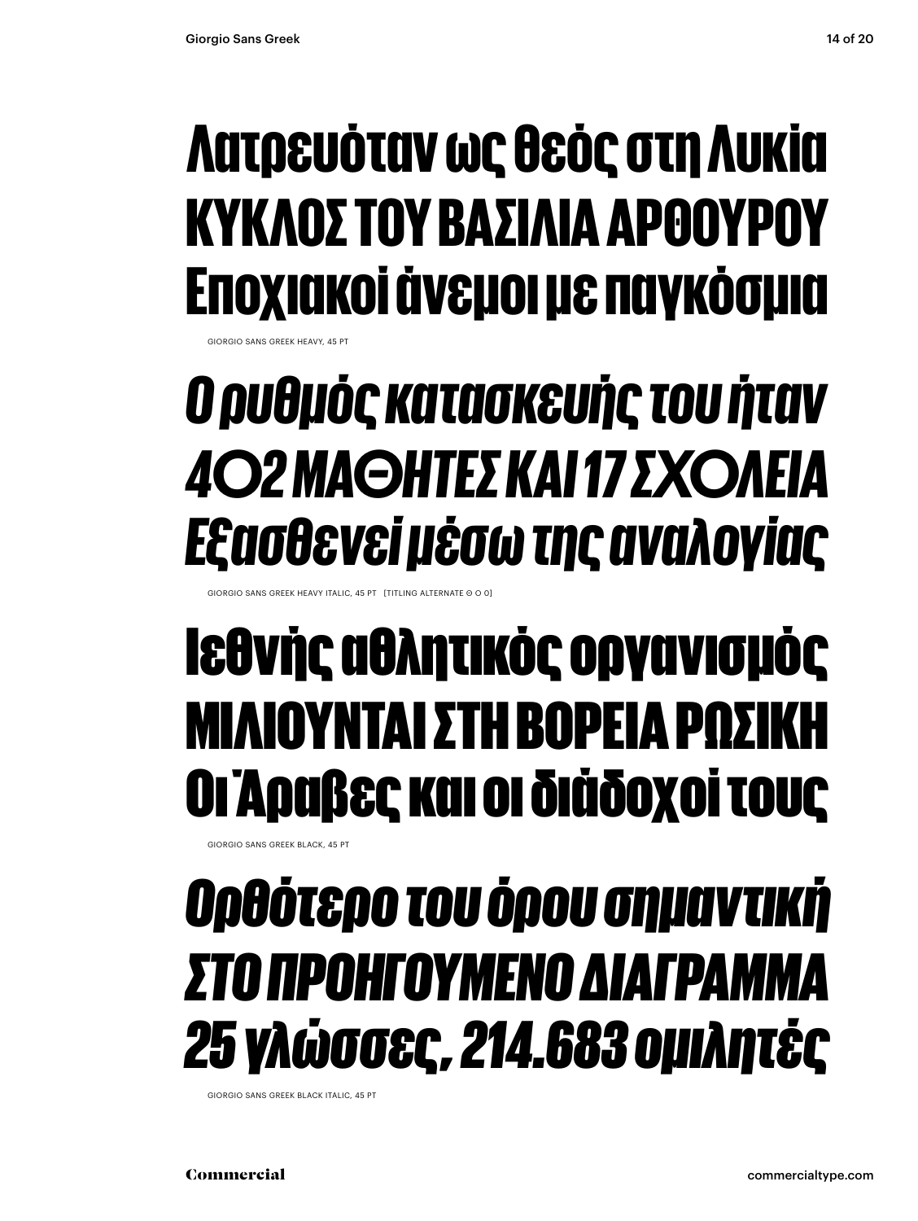Λατρευόταν ως θεός στη Λυκία
ΚΥΚΛΟΣ ΤΟΥ ΒΑΣΙΛΙΑ ΑΡΘΟΥΡΟΥ
Εποχιακοί άνεμοι με παγκόσμια

GIORGIO SANS GREEK HEAVY, 45 PT

*Ο ρυθμός κατασκευής του ήταν*
*4O2 ΜΑΘΗΤΕΣ ΚΑΙ 17 ΣΧΟΛΕΙΑ*
*Εξασθενεί μέσω της αναλογίας*

GIORGIO SANS GREEK HEAVY ITALIC, 45 PT [TITLING ALTERNATE Θ O 0]

Ιεθνής αθλητικός οργανισμός
ΜΙΛΙΟΥΝΤΑΙ ΣΤΗ ΒΟΡΕΙΑ ΡΩΣΙΚΗ
Οι Άραβες και οι διάδοχοί τους

GIORGIO SANS GREEK BLACK, 45 PT

*Ορθότερο του όρου σημαντική*
*ΣΤΟ ΠΡΟΗΓΟΥΜΕΝΟ ΔΙΑΓΡΑΜΜΑ*
*25 γλώσσες, 214.683 ομιλητές*

GIORGIO SANS GREEK BLACK ITALIC, 45 PT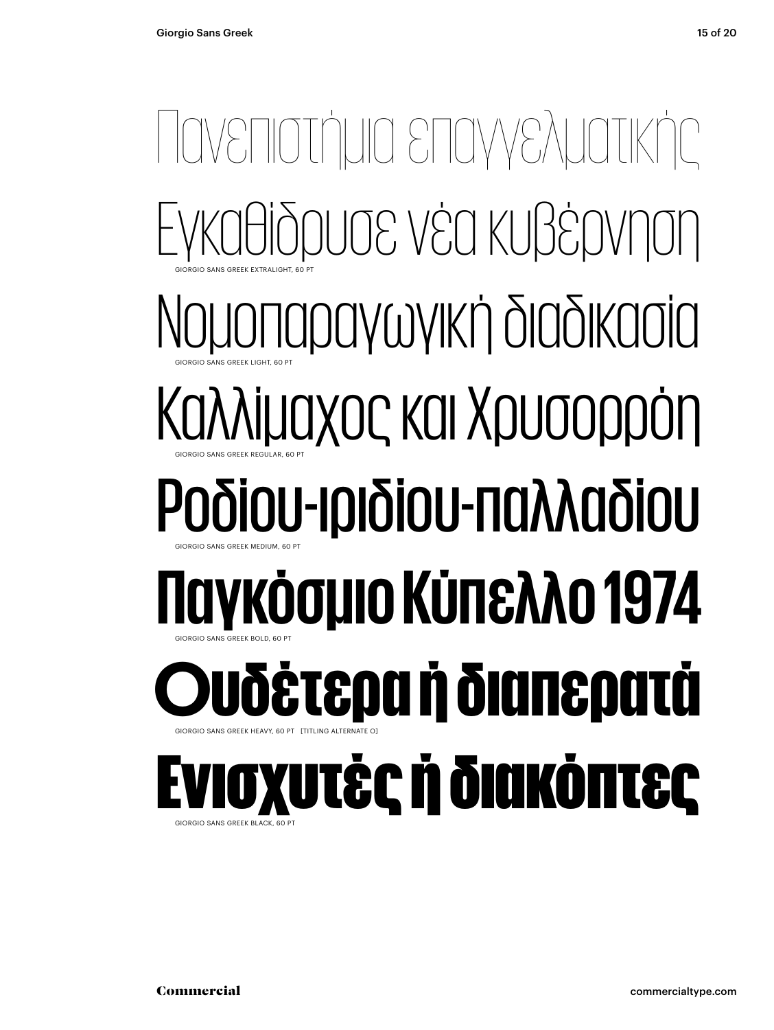Πανεπιστήμια επαγγελματικής

Εγκαθίδρυσε νέα κυβέρνηση

GIORGIO SANS GREEK EXTRALIGHT, 60 PT

Νομοπαραγωγική διαδικασία

GIORGIO SANS GREEK LIGHT, 60 PT

Καλλίμαχος και Χρυσορρόη

GIORGIO SANS GREEK REGULAR, 60 PT

Ροδίου-ιριδίου-παλλαδίου

GIORGIO SANS GREEK MEDIUM, 60 PT

**Παγκόσμιο Κύπελλο 1974**

GIORGIO SANS GREEK BOLD, 60 PT

**Ουδέτερα ή διαπερατά**

GIORGIO SANS GREEK HEAVY, 60 PT [TITLING ALTERNATE O]

**Ενισχυτές ή διακόπτες**

GIORGIO SANS GREEK BLACK, 60 PT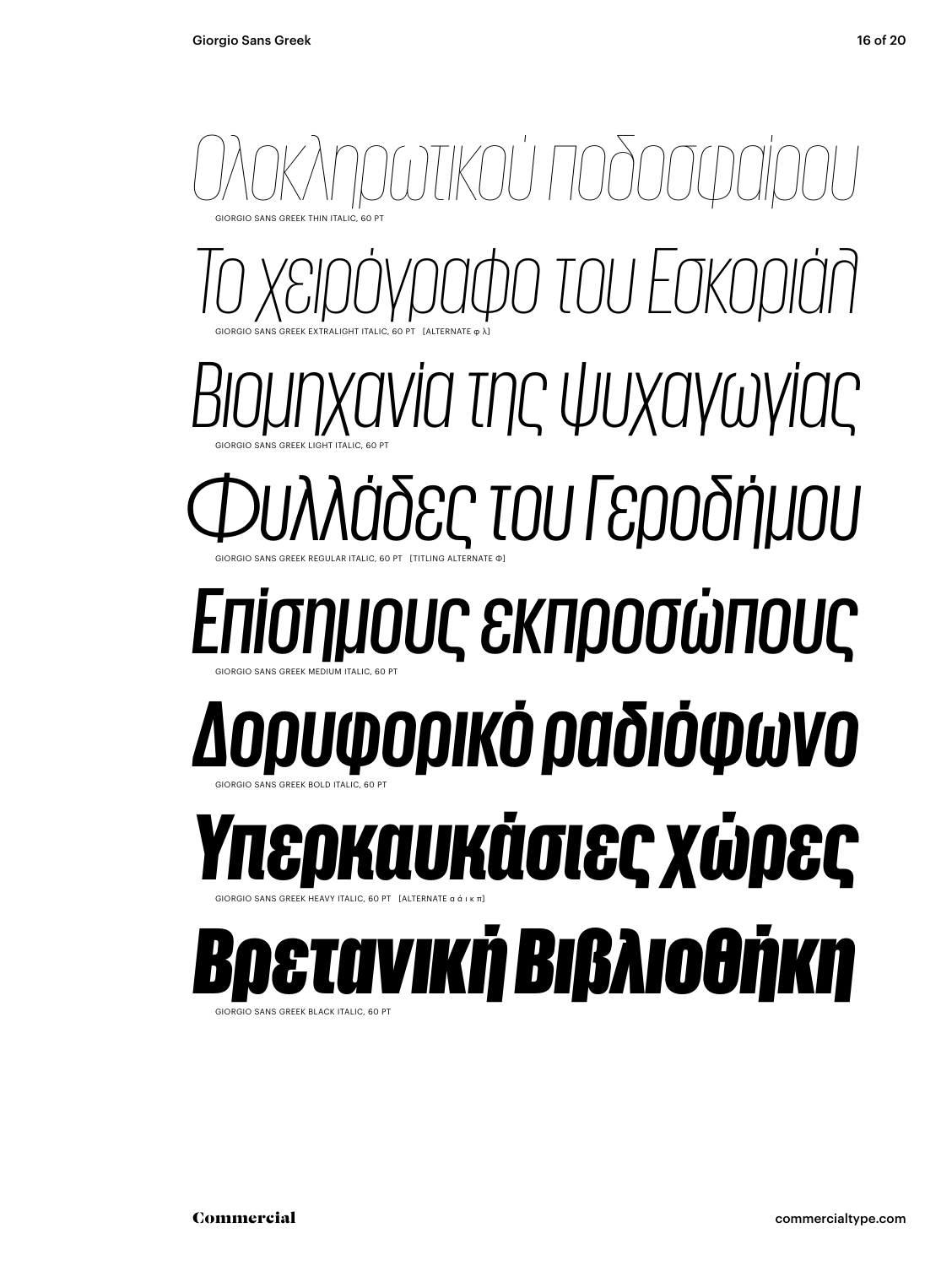*Ολοκληρωτικού ποδοσφαίρου*

GIORGIO SANS GREEK THIN ITALIC, 60 PT

*Το χειρόγραφο του Εσκοριάλ*

GIORGIO SANS GREEK EXTRALIGHT ITALIC, 60 PT [ALTERNATE φ λ]

*Βιομηχανία της ψυχαγωγίας*

GIORGIO SANS GREEK LIGHT ITALIC, 60 PT

*Φυλλάδες του Γεροδήμου*

GIORGIO SANS GREEK REGULAR ITALIC, 60 PT [TITLING ALTERNATE Φ]

*Επίσημους εκπροσώπους*

GIORGIO SANS GREEK MEDIUM ITALIC, 60 PT

***Δορυφορικό ραδιόφωνο***

GIORGIO SANS GREEK BOLD ITALIC, 60 PT

***Υπερκαυκάσιες χώρες***

GIORGIO SANS GREEK HEAVY ITALIC, 60 PT [ALTERNATE α ά ι κ π]

***Βρετανική Βιβλιοθήκη***

GIORGIO SANS GREEK BLACK ITALIC, 60 PT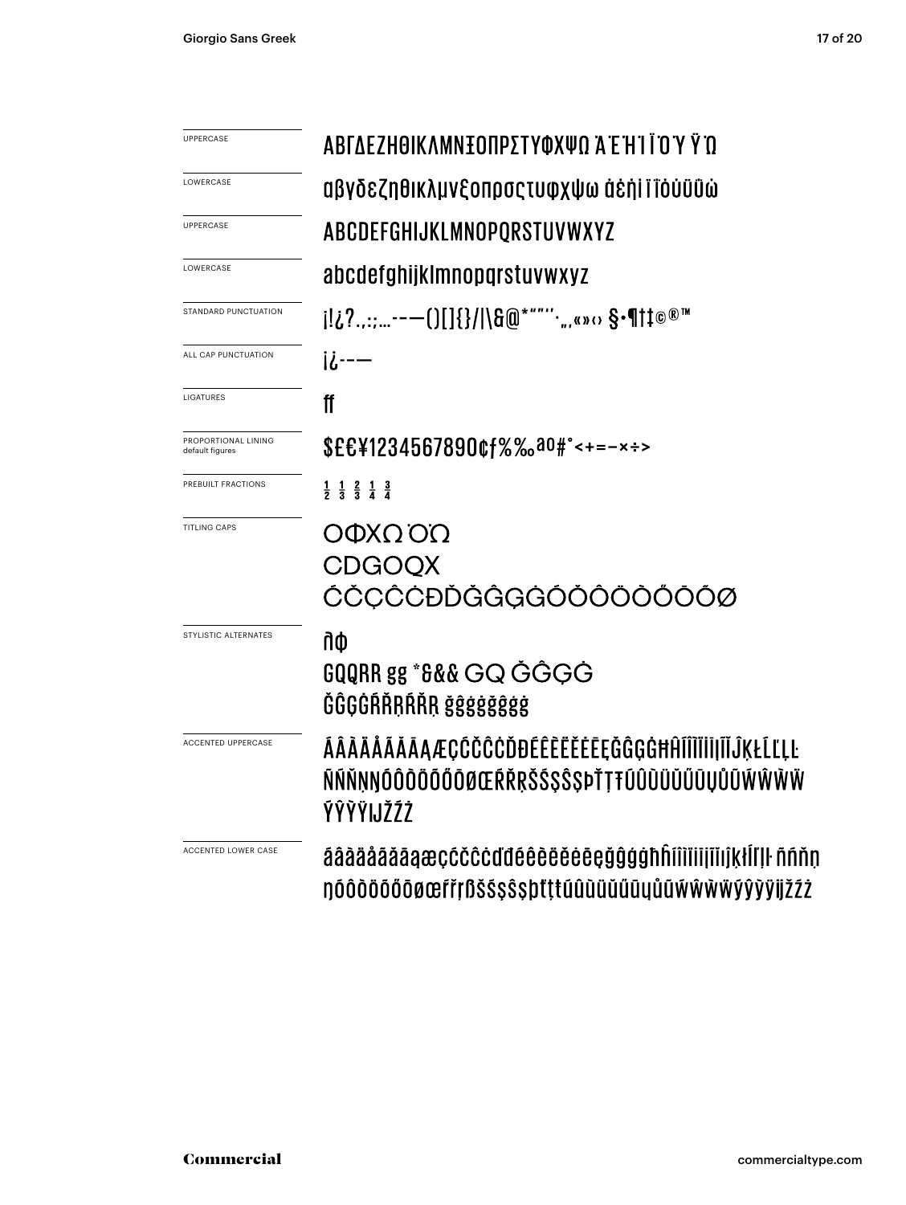| | |
|---|---|
| UPPERCASE | ΑΒΓΔΕΖΗΘΙΚΛΜΝΞΟΠΡΣΤΥΦΧΨΩ ΆΈΉΊΪΌΎΫΏ |
| LOWERCASE | αβγδεζηθικλμνξοπρσςτυφχψω άέήίϊΐόύϋΰώ |
| UPPERCASE | ABCDEFGHIJKLMNOPQRSTUVWXYZ |
| LOWERCASE | abcdefghijklmnopqrstuvwxyz |
| STANDARD PUNCTUATION | ¡!¿?.,:;…-–—()[]{}/\|\&@*"""'',„‚«»‹› §•¶†‡©®™ |
| ALL CAP PUNCTUATION | ¡¿-–— |
| LIGATURES | ff |
| PROPORTIONAL LINING default figures | $£€¥1234567890¢f%‰ªº#°<+=−×÷> |
| PREBUILT FRACTIONS | ½ ⅓ ⅔ ¼ ¾ |
| TITLING CAPS | ΟΦΧΩΌΏ CDGOQX ĆČÇĈĊĐĎĞĜĢĠÓŎÔÖÒŐŌÕØ |
| STYLISTIC ALTERNATES | ηφ GQQRR gg *&&& GQ ĞĜĢĠ ĞĜĢĠŔŘŖŔŘŖ ğĝģġğĝģġ |
| ACCENTED UPPERCASE | ÁÂÀÄÅÃĂĀĄÆÇĆČĈĊĎĐÉÊÈËĚĖĒĘĞĜĢĠĦĤÍÎÌÏİĪĮĨĬĴĶŁĹĽĻĿ ÑŃŇŅŊÓÔÒÖÕŐŌØŒŔŘŖŠŚŞŜȘÞŤŢŦÚÛÙÜŬŰŪŲŮŨẂŴẀẄ ÝŶỲŸĲŽŹŻ |
| ACCENTED LOWER CASE | áâàäåãăāąæçćčĉċďđéêèëěėēęğĝģġħĥíîìïıīįĩĭĵķłĺľļŀñńňņ ŋóôòöõőōøœŕřŗßšśşŝșþťţŧúûùüŭűūųůũẃŵẁẅýŷỳÿĳžźż |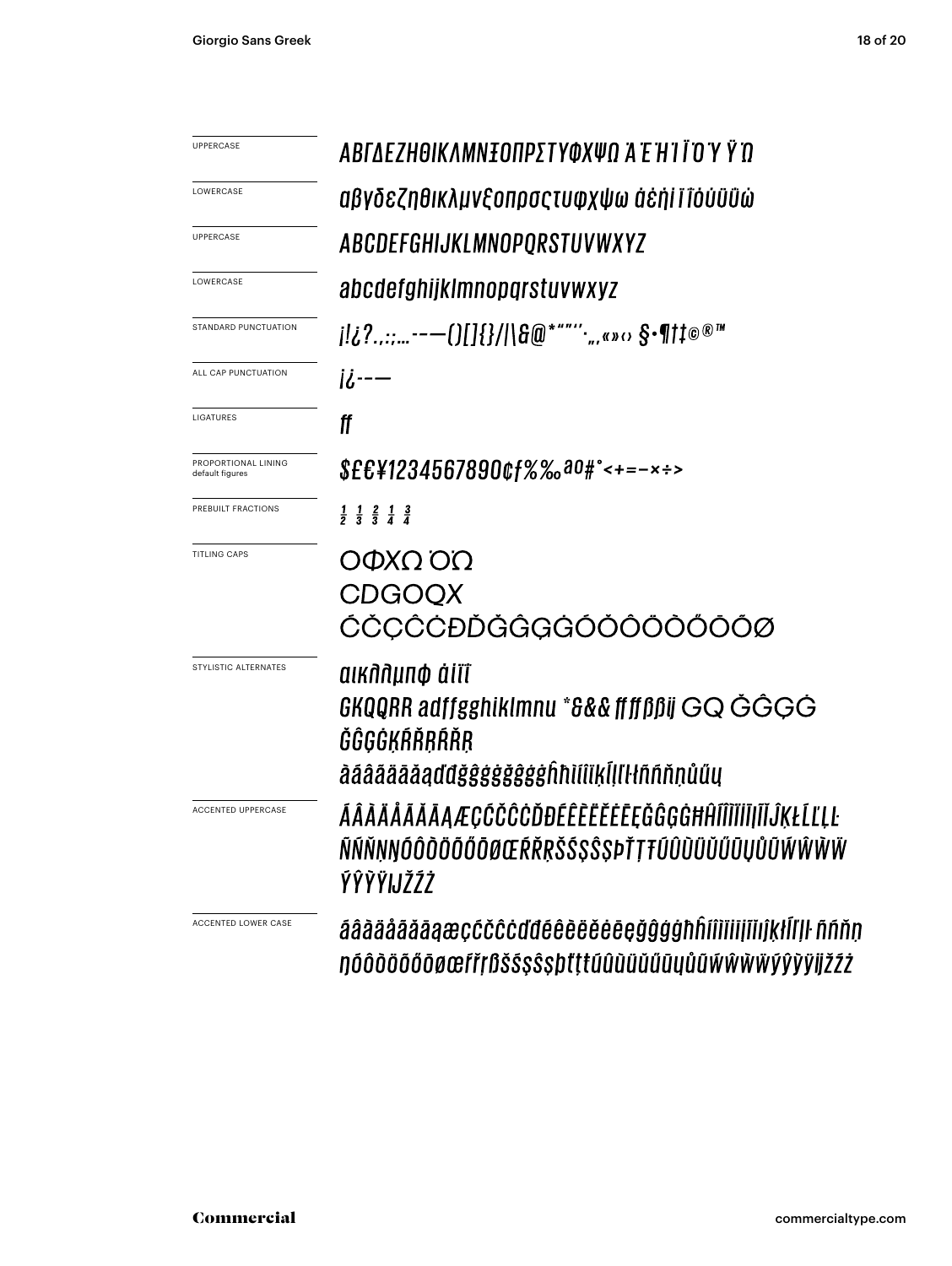| | |
|---|---|
| UPPERCASE | ΑΒΓΔΕΖΗΘΙΚΛΜΝΞΟΠΡΣΤΥΦΧΨΩ ΆΈΉΊΪΌΎΫΏ |
| LOWERCASE | αβγδεζηθικλμνξοπρσςτυφχψω άέήίϊΐόύϋΰώ |
| UPPERCASE | ABCDEFGHIJKLMNOPQRSTUVWXYZ |
| LOWERCASE | abcdefghijklmnopqrstuvwxyz |
| STANDARD PUNCTUATION | ¡!¿?.,:;...-–—()[]{}/\|\&@*"'"'·„‚«»‹› §•¶†‡©®™ |
| ALL CAP PUNCTUATION | ¡¿-–— |
| LIGATURES | ff |
| PROPORTIONAL LINING default figures | $£€¥1234567890¢ƒ%‰ªº#°<+=−×÷> |
| PREBUILT FRACTIONS | ½ ⅓ ⅔ ¼ ¾ |
| TITLING CAPS | ΟΦΧΩ ΌΏ<br>CDGOQX<br>ĆČÇĈĊĐĎĞĜĢĠÓŎÔÖÒŐŌÕØ |
| STYLISTIC ALTERNATES | αικλλμπφ άίϊΐ<br>GKQQRR adffgghiklmnu *&&& ffffßßij GQ ĞĜĢĠ<br>ĞĜĢĠĶŔŘŖŔŘŖ<br>àáâãäåāăąďđğĝģġğĝģġĥħìíîïķĺļľŀłñńňņůűų |
| ACCENTED UPPERCASE | ÁÂÀÄÅÃĂĀĄÆÇĆČĈĊĎĐÉÊÈËĔĖĒĘĞĜĢĠĦĤÍÎÌÏĬİĪĮĨĴĶŁĹĽĻĿ<br>ÑŃŇŅŊÓÔÒÖÕŐŌØŒŔŘŖŠŚŞŜȘÞŤŢŦÚÛÙÜŬŰŪŲŮŨẂŴẀẄ<br>ÝŶỲŸĲŽŹŻ |
| ACCENTED LOWER CASE | áâàäåãăāąæçćčĉċďđéêèëĕėēęğĝģġħĥíîìïĭiīįĩıĵķłĺľļŀñńňņ<br>ŋóôòöõőōøœŕřŗßšśşŝșþťţŧúûùüŭűūųůũẃŵẁẅýŷỳÿĳžźż |

**Commercial**

commercialtype.com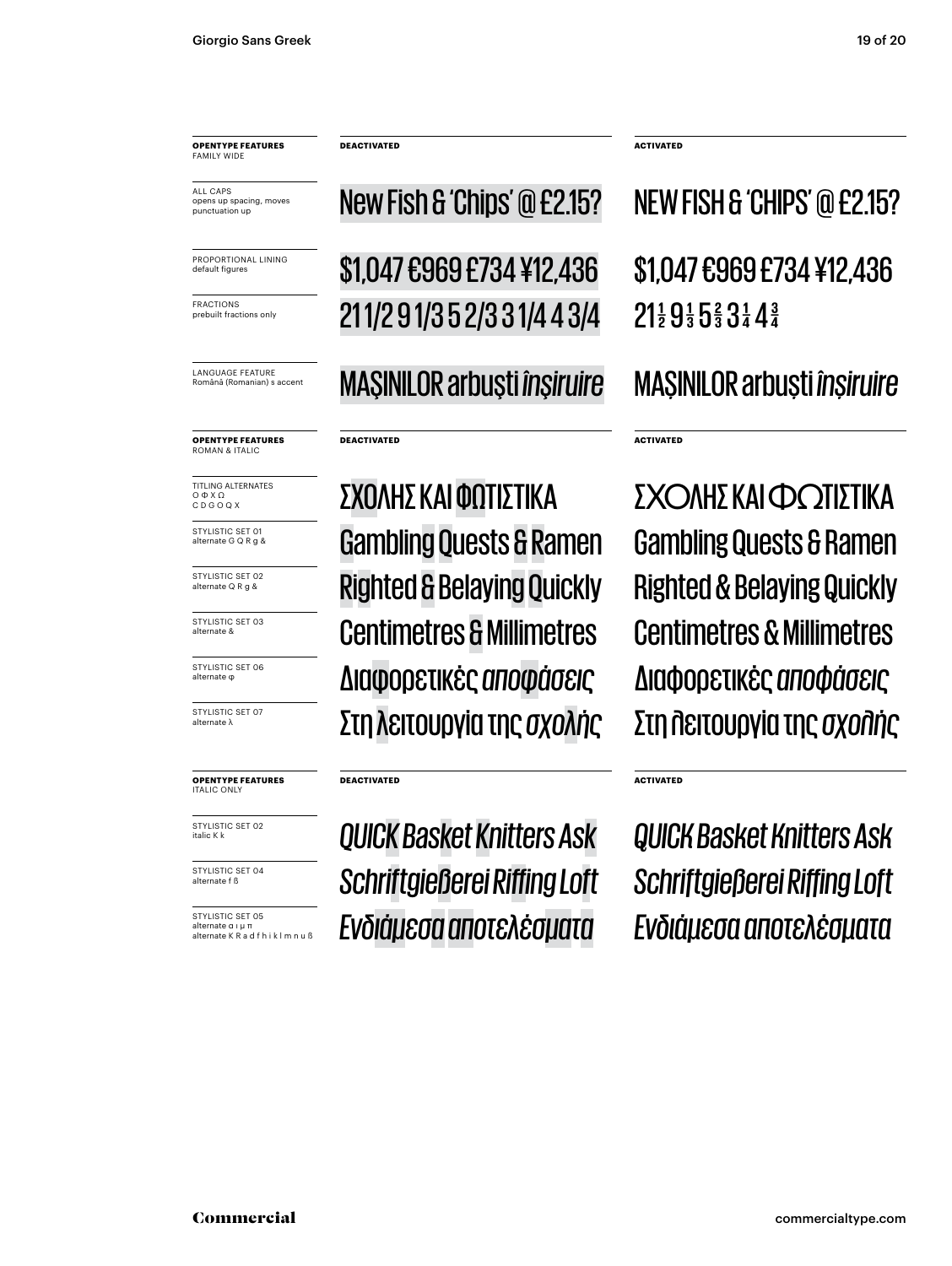| **OPENTYPE FEATURES** FAMILY WIDE | **DEACTIVATED** | **ACTIVATED** |
| --- | --- | --- |
| ALL CAPS opens up spacing, moves punctuation up | New Fish & 'Chips' @ £2.15? | NEW FISH & 'CHIPS' @ £2.15? |
| PROPORTIONAL LINING default figures | $1,047 €969 £734 ¥12,436 | $1,047 €969 £734 ¥12,436 |
| FRACTIONS prebuilt fractions only | 21 1/2 9 1/3 5 2/3 3 1/4 4 3/4 | 21½ 9⅓ 5⅔ 3¼ 4¾ |
| LANGUAGE FEATURE Română (Romanian) s accent | MAŞINILOR arbuşti *înşiruire* | MAȘINILOR arbuști *înșiruire* |

| **OPENTYPE FEATURES** ROMAN & ITALIC | **DEACTIVATED** | **ACTIVATED** |
| --- | --- | --- |
| TITLING ALTERNATES Ο Φ Χ Ω C D G O Q X | ΣΧΟΛΗΣ ΚΑΙ ΦΩΤΙΣΤΙΚΑ | ΣΧΟΛΗΣ ΚΑΙ ΦΩΤΙΣΤΙΚΑ |
| STYLISTIC SET 01 alternate G Q R g & | Gambling Quests & Ramen | Gambling Quests & Ramen |
| STYLISTIC SET 02 alternate Q R g & | Righted & Belaying Quickly | Righted & Belaying Quickly |
| STYLISTIC SET 03 alternate & | Centimetres & Millimetres | Centimetres & Millimetres |
| STYLISTIC SET 06 alternate φ | Διαφορετικές *αποφάσεις* | Διαφορετικές *αποφάσεις* |
| STYLISTIC SET 07 alternate λ | Στη λειτουργία της *σχολής* | Στη λειτουργία της *σχολής* |

| **OPENTYPE FEATURES** ITALIC ONLY | **DEACTIVATED** | **ACTIVATED** |
| --- | --- | --- |
| STYLISTIC SET 02 italic K k | *QUICK Basket Knitters Ask* | *QUICK Basket Knitters Ask* |
| STYLISTIC SET 04 alternate f ß | *Schriftgießerei Riffing Loft* | *Schriftgießerei Riffing Loft* |
| STYLISTIC SET 05 alternate α ι μ π alternate K R a d f h i k l m n u ß | *Ενδιάμεσα αποτελέσματα* | *Ενδιάμεσα αποτελέσματα* |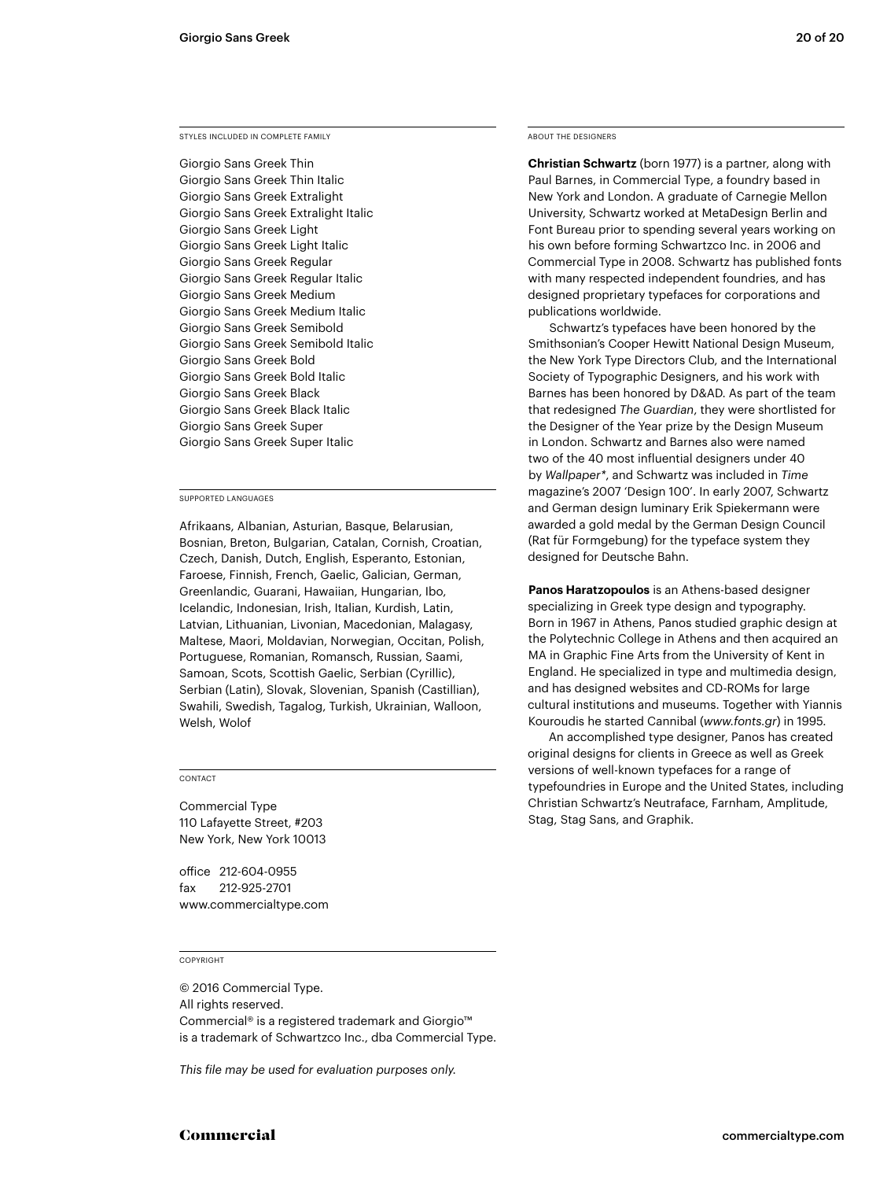## STYLES INCLUDED IN COMPLETE FAMILY

Giorgio Sans Greek Thin
Giorgio Sans Greek Thin Italic
Giorgio Sans Greek Extralight
Giorgio Sans Greek Extralight Italic
Giorgio Sans Greek Light
Giorgio Sans Greek Light Italic
Giorgio Sans Greek Regular
Giorgio Sans Greek Regular Italic
Giorgio Sans Greek Medium
Giorgio Sans Greek Medium Italic
Giorgio Sans Greek Semibold
Giorgio Sans Greek Semibold Italic
Giorgio Sans Greek Bold
Giorgio Sans Greek Bold Italic
Giorgio Sans Greek Black
Giorgio Sans Greek Black Italic
Giorgio Sans Greek Super
Giorgio Sans Greek Super Italic

## SUPPORTED LANGUAGES

Afrikaans, Albanian, Asturian, Basque, Belarusian, Bosnian, Breton, Bulgarian, Catalan, Cornish, Croatian, Czech, Danish, Dutch, English, Esperanto, Estonian, Faroese, Finnish, French, Gaelic, Galician, German, Greenlandic, Guarani, Hawaiian, Hungarian, Ibo, Icelandic, Indonesian, Irish, Italian, Kurdish, Latin, Latvian, Lithuanian, Livonian, Macedonian, Malagasy, Maltese, Maori, Moldavian, Norwegian, Occitan, Polish, Portuguese, Romanian, Romansch, Russian, Saami, Samoan, Scots, Scottish Gaelic, Serbian (Cyrillic), Serbian (Latin), Slovak, Slovenian, Spanish (Castillian), Swahili, Swedish, Tagalog, Turkish, Ukrainian, Walloon, Welsh, Wolof

## CONTACT

Commercial Type
110 Lafayette Street, #203
New York, New York 10013

office 212-604-0955
fax 212-925-2701
www.commercialtype.com

## COPYRIGHT

© 2016 Commercial Type.
All rights reserved.
Commercial® is a registered trademark and Giorgio™ is a trademark of Schwartzco Inc., dba Commercial Type.

*This file may be used for evaluation purposes only.*

## ABOUT THE DESIGNERS

**Christian Schwartz** (born 1977) is a partner, along with Paul Barnes, in Commercial Type, a foundry based in New York and London. A graduate of Carnegie Mellon University, Schwartz worked at MetaDesign Berlin and Font Bureau prior to spending several years working on his own before forming Schwartzco Inc. in 2006 and Commercial Type in 2008. Schwartz has published fonts with many respected independent foundries, and has designed proprietary typefaces for corporations and publications worldwide.

Schwartz's typefaces have been honored by the Smithsonian's Cooper Hewitt National Design Museum, the New York Type Directors Club, and the International Society of Typographic Designers, and his work with Barnes has been honored by D&AD. As part of the team that redesigned *The Guardian*, they were shortlisted for the Designer of the Year prize by the Design Museum in London. Schwartz and Barnes also were named two of the 40 most influential designers under 40 by *Wallpaper**, and Schwartz was included in *Time* magazine's 2007 'Design 100'. In early 2007, Schwartz and German design luminary Erik Spiekermann were awarded a gold medal by the German Design Council (Rat für Formgebung) for the typeface system they designed for Deutsche Bahn.

**Panos Haratzopoulos** is an Athens-based designer specializing in Greek type design and typography. Born in 1967 in Athens, Panos studied graphic design at the Polytechnic College in Athens and then acquired an MA in Graphic Fine Arts from the University of Kent in England. He specialized in type and multimedia design, and has designed websites and CD-ROMs for large cultural institutions and museums. Together with Yiannis Kouroudis he started Cannibal (*www.fonts.gr*) in 1995.

An accomplished type designer, Panos has created original designs for clients in Greece as well as Greek versions of well-known typefaces for a range of typefoundries in Europe and the United States, including Christian Schwartz's Neutraface, Farnham, Amplitude, Stag, Stag Sans, and Graphik.